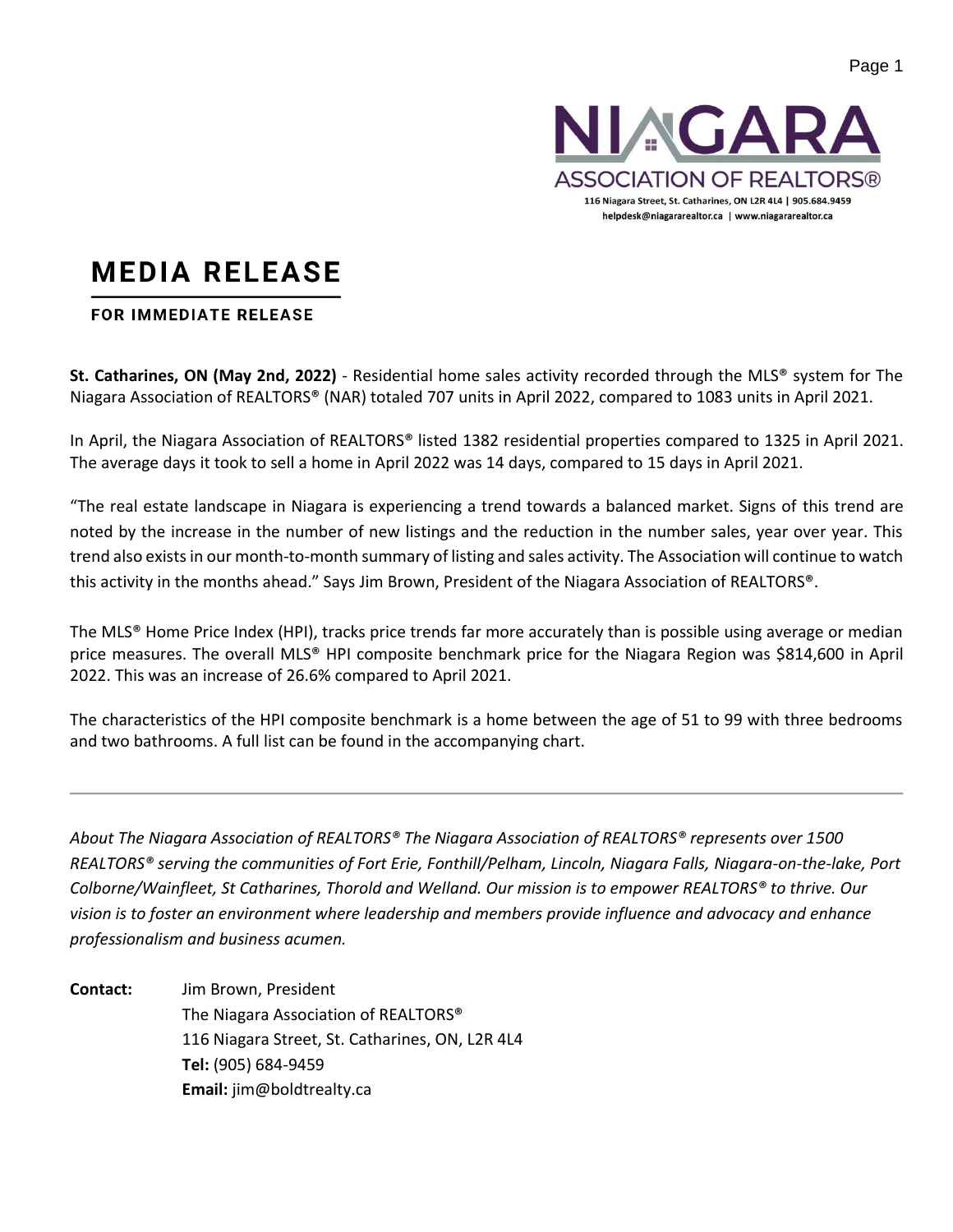NIAGARA ASSOCIATION OF REALTORS®

116 Niagara Street, St. Catharines, ON L2R 4L4 | 905.684.9459
helpdesk@niagararealtor.ca | www.niagararealtor.ca

# MEDIA RELEASE

**FOR IMMEDIATE RELEASE**

**St. Catharines, ON (May 2nd, 2022)** - Residential home sales activity recorded through the MLS® system for The Niagara Association of REALTORS® (NAR) totaled 707 units in April 2022, compared to 1083 units in April 2021.

In April, the Niagara Association of REALTORS® listed 1382 residential properties compared to 1325 in April 2021. The average days it took to sell a home in April 2022 was 14 days, compared to 15 days in April 2021.

"The real estate landscape in Niagara is experiencing a trend towards a balanced market. Signs of this trend are noted by the increase in the number of new listings and the reduction in the number sales, year over year. This trend also exists in our month-to-month summary of listing and sales activity. The Association will continue to watch this activity in the months ahead." Says Jim Brown, President of the Niagara Association of REALTORS®.

The MLS® Home Price Index (HPI), tracks price trends far more accurately than is possible using average or median price measures. The overall MLS® HPI composite benchmark price for the Niagara Region was $814,600 in April 2022. This was an increase of 26.6% compared to April 2021.

The characteristics of the HPI composite benchmark is a home between the age of 51 to 99 with three bedrooms and two bathrooms. A full list can be found in the accompanying chart.

---

*About The Niagara Association of REALTORS® The Niagara Association of REALTORS® represents over 1500 REALTORS® serving the communities of Fort Erie, Fonthill/Pelham, Lincoln, Niagara Falls, Niagara-on-the-lake, Port Colborne/Wainfleet, St Catharines, Thorold and Welland. Our mission is to empower REALTORS® to thrive. Our vision is to foster an environment where leadership and members provide influence and advocacy and enhance professionalism and business acumen.*

**Contact:** Jim Brown, President
The Niagara Association of REALTORS®
116 Niagara Street, St. Catharines, ON, L2R 4L4
**Tel:** (905) 684-9459
**Email:** jim@boldtrealty.ca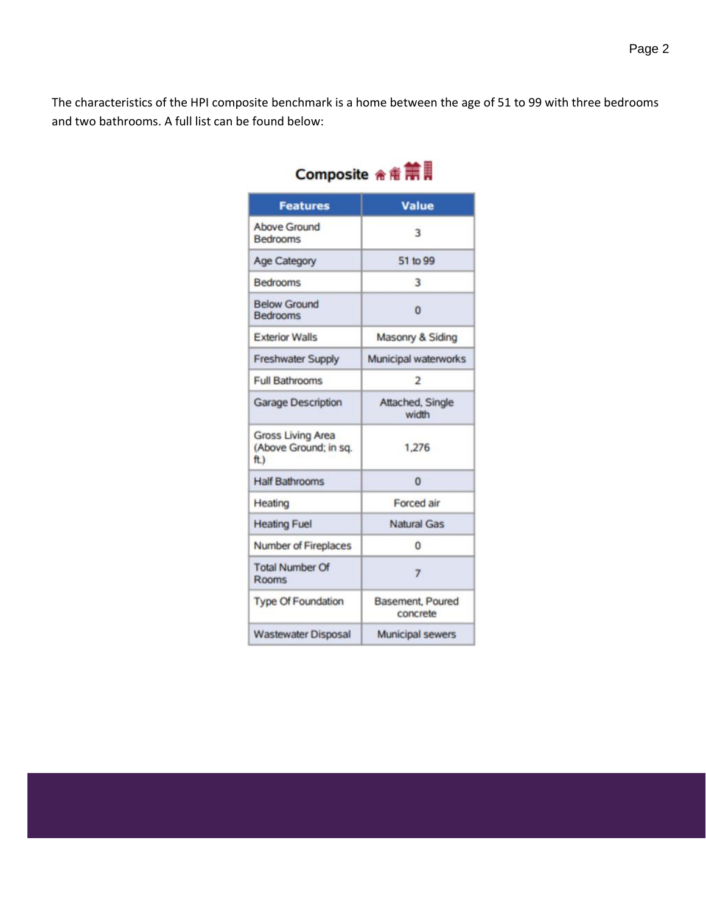The characteristics of the HPI composite benchmark is a home between the age of 51 to 99 with three bedrooms and two bathrooms. A full list can be found below:

## Composite

| Features | Value |
| --- | --- |
| Above Ground Bedrooms | 3 |
| Age Category | 51 to 99 |
| Bedrooms | 3 |
| Below Ground Bedrooms | 0 |
| Exterior Walls | Masonry & Siding |
| Freshwater Supply | Municipal waterworks |
| Full Bathrooms | 2 |
| Garage Description | Attached, Single width |
| Gross Living Area (Above Ground; in sq. ft.) | 1,276 |
| Half Bathrooms | 0 |
| Heating | Forced air |
| Heating Fuel | Natural Gas |
| Number of Fireplaces | 0 |
| Total Number Of Rooms | 7 |
| Type Of Foundation | Basement, Poured concrete |
| Wastewater Disposal | Municipal sewers |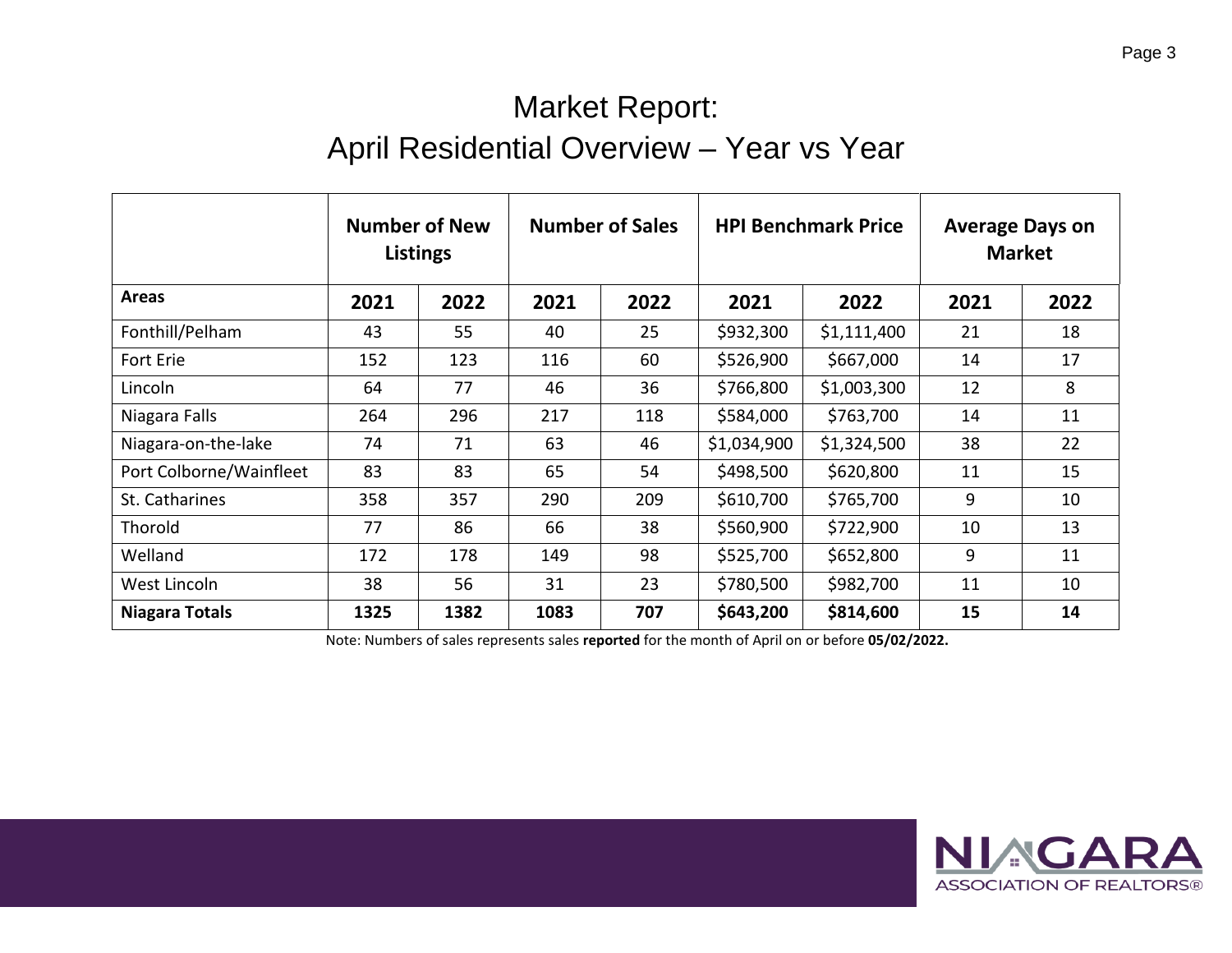# Market Report:
## April Residential Overview – Year vs Year

| | Number of New Listings | | Number of Sales | | HPI Benchmark Price | | Average Days on Market | |
|---|---|---|---|---|---|---|---|---|
| **Areas** | **2021** | **2022** | **2021** | **2022** | **2021** | **2022** | **2021** | **2022** |
| Fonthill/Pelham | 43 | 55 | 40 | 25 | $932,300 | $1,111,400 | 21 | 18 |
| Fort Erie | 152 | 123 | 116 | 60 | $526,900 | $667,000 | 14 | 17 |
| Lincoln | 64 | 77 | 46 | 36 | $766,800 | $1,003,300 | 12 | 8 |
| Niagara Falls | 264 | 296 | 217 | 118 | $584,000 | $763,700 | 14 | 11 |
| Niagara-on-the-lake | 74 | 71 | 63 | 46 | $1,034,900 | $1,324,500 | 38 | 22 |
| Port Colborne/Wainfleet | 83 | 83 | 65 | 54 | $498,500 | $620,800 | 11 | 15 |
| St. Catharines | 358 | 357 | 290 | 209 | $610,700 | $765,700 | 9 | 10 |
| Thorold | 77 | 86 | 66 | 38 | $560,900 | $722,900 | 10 | 13 |
| Welland | 172 | 178 | 149 | 98 | $525,700 | $652,800 | 9 | 11 |
| West Lincoln | 38 | 56 | 31 | 23 | $780,500 | $982,700 | 11 | 10 |
| **Niagara Totals** | **1325** | **1382** | **1083** | **707** | **$643,200** | **$814,600** | **15** | **14** |

Note: Numbers of sales represents sales **reported** for the month of April on or before **05/02/2022.**

NIAGARA ASSOCIATION OF REALTORS®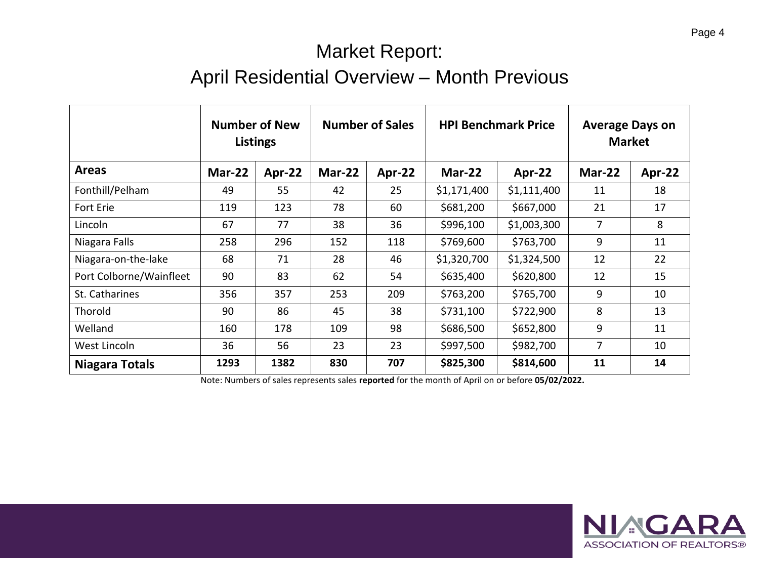# Market Report:

## April Residential Overview – Month Previous

| | Number of New Listings | | Number of Sales | | HPI Benchmark Price | | Average Days on Market | |
|---|---|---|---|---|---|---|---|---|
| **Areas** | **Mar-22** | **Apr-22** | **Mar-22** | **Apr-22** | **Mar-22** | **Apr-22** | **Mar-22** | **Apr-22** |
| Fonthill/Pelham | 49 | 55 | 42 | 25 | $1,171,400 | $1,111,400 | 11 | 18 |
| Fort Erie | 119 | 123 | 78 | 60 | $681,200 | $667,000 | 21 | 17 |
| Lincoln | 67 | 77 | 38 | 36 | $996,100 | $1,003,300 | 7 | 8 |
| Niagara Falls | 258 | 296 | 152 | 118 | $769,600 | $763,700 | 9 | 11 |
| Niagara-on-the-lake | 68 | 71 | 28 | 46 | $1,320,700 | $1,324,500 | 12 | 22 |
| Port Colborne/Wainfleet | 90 | 83 | 62 | 54 | $635,400 | $620,800 | 12 | 15 |
| St. Catharines | 356 | 357 | 253 | 209 | $763,200 | $765,700 | 9 | 10 |
| Thorold | 90 | 86 | 45 | 38 | $731,100 | $722,900 | 8 | 13 |
| Welland | 160 | 178 | 109 | 98 | $686,500 | $652,800 | 9 | 11 |
| West Lincoln | 36 | 56 | 23 | 23 | $997,500 | $982,700 | 7 | 10 |
| **Niagara Totals** | **1293** | **1382** | **830** | **707** | **$825,300** | **$814,600** | **11** | **14** |

Note: Numbers of sales represents sales **reported** for the month of April on or before **05/02/2022.**

NIAGARA ASSOCIATION OF REALTORS®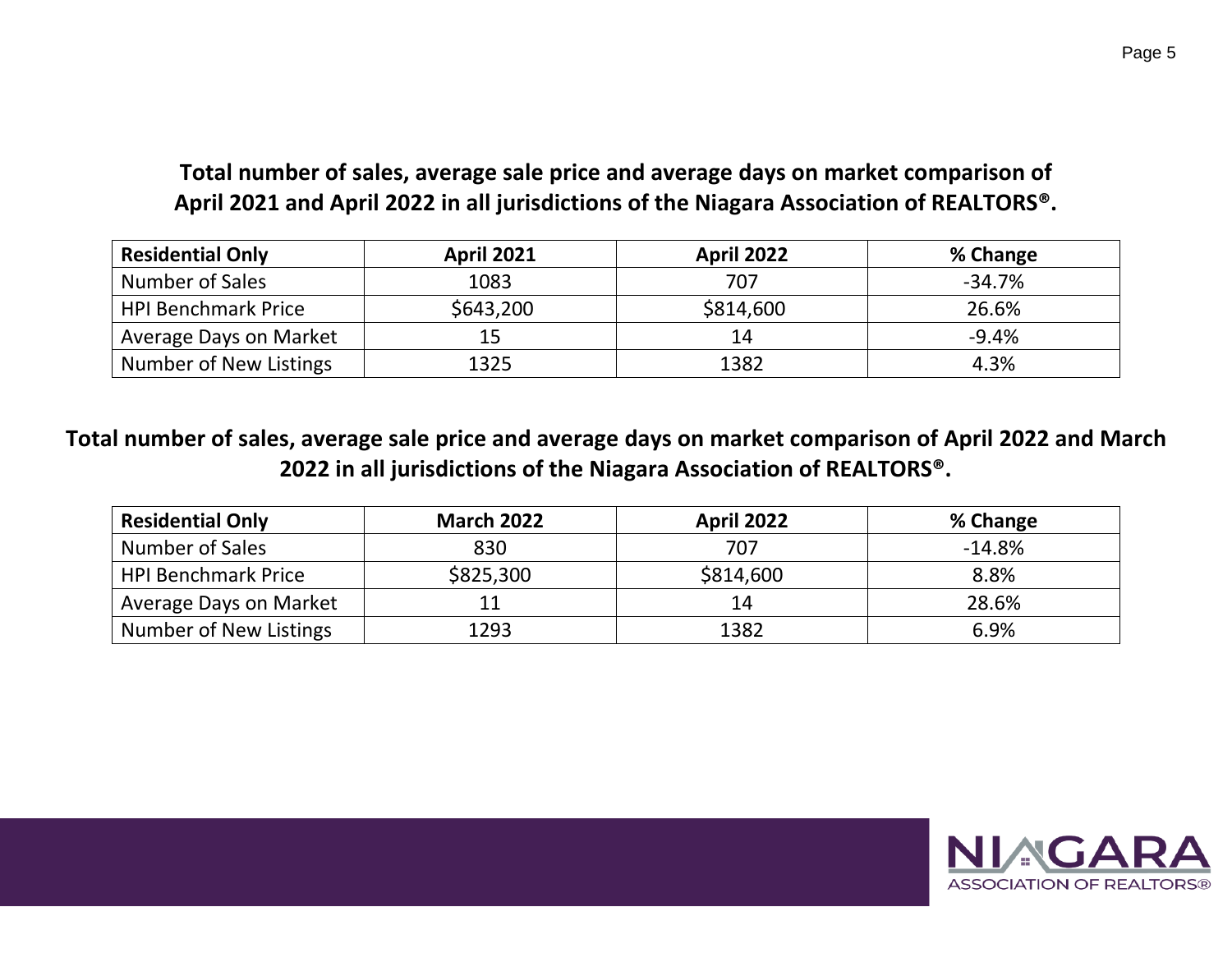**Total number of sales, average sale price and average days on market comparison of April 2021 and April 2022 in all jurisdictions of the Niagara Association of REALTORS®.**

| Residential Only | April 2021 | April 2022 | % Change |
|---|---|---|---|
| Number of Sales | 1083 | 707 | -34.7% |
| HPI Benchmark Price | $643,200 | $814,600 | 26.6% |
| Average Days on Market | 15 | 14 | -9.4% |
| Number of New Listings | 1325 | 1382 | 4.3% |

**Total number of sales, average sale price and average days on market comparison of April 2022 and March 2022 in all jurisdictions of the Niagara Association of REALTORS®.**

| Residential Only | March 2022 | April 2022 | % Change |
|---|---|---|---|
| Number of Sales | 830 | 707 | -14.8% |
| HPI Benchmark Price | $825,300 | $814,600 | 8.8% |
| Average Days on Market | 11 | 14 | 28.6% |
| Number of New Listings | 1293 | 1382 | 6.9% |

NIAGARA ASSOCIATION OF REALTORS®